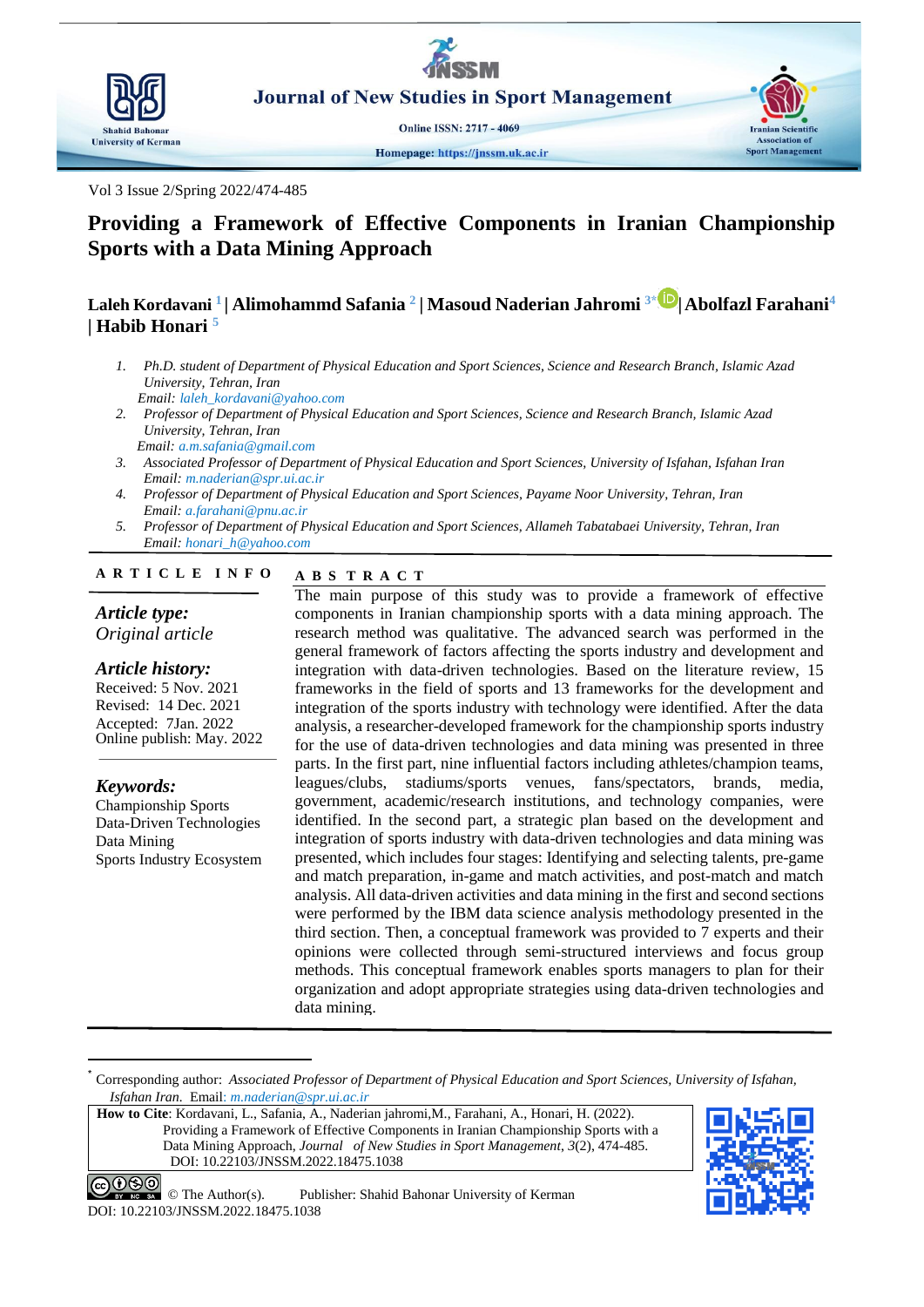# Providing a Framework of Effective Components in Iranian Championship Sports with a Data Mining Approach

**Laleh Kordavani** [1] **| Alimohammd Safania** [2] **| Masoud Naderian Jahromi** [3*] **| Abolfazl Farahani** [4] **| Habib Honari** [5]

1. *Ph.D. student of Department of Physical Education and Sport Sciences, Science and Research Branch, Islamic Azad University, Tehran, Iran*
   *Email: laleh_kordavani@yahoo.com*
2. *Professor of Department of Physical Education and Sport Sciences, Science and Research Branch, Islamic Azad University, Tehran, Iran*
   *Email: a.m.safania@gmail.com*
3. *Associated Professor of Department of Physical Education and Sport Sciences, University of Isfahan, Isfahan Iran*
   *Email: m.naderian@spr.ui.ac.ir*
4. *Professor of Department of Physical Education and Sport Sciences, Payame Noor University, Tehran, Iran*
   *Email: a.farahani@pnu.ac.ir*
5. *Professor of Department of Physical Education and Sport Sciences, Allameh Tabatabaei University, Tehran, Iran*
   *Email: honari_h@yahoo.com*

## ARTICLE INFO

***Article type:***
*Original article*

***Article history:***
Received: 5 Nov. 2021
Revised: 14 Dec. 2021
Accepted: 7Jan. 2022
Online publish: May. 2022

***Keywords:***
Championship Sports
Data-Driven Technologies
Data Mining
Sports Industry Ecosystem

## ABSTRACT

The main purpose of this study was to provide a framework of effective components in Iranian championship sports with a data mining approach. The research method was qualitative. The advanced search was performed in the general framework of factors affecting the sports industry and development and integration with data-driven technologies. Based on the literature review, 15 frameworks in the field of sports and 13 frameworks for the development and integration of the sports industry with technology were identified. After the data analysis, a researcher-developed framework for the championship sports industry for the use of data-driven technologies and data mining was presented in three parts. In the first part, nine influential factors including athletes/champion teams, leagues/clubs, stadiums/sports venues, fans/spectators, brands, media, government, academic/research institutions, and technology companies, were identified. In the second part, a strategic plan based on the development and integration of sports industry with data-driven technologies and data mining was presented, which includes four stages: Identifying and selecting talents, pre-game and match preparation, in-game and match activities, and post-match and match analysis. All data-driven activities and data mining in the first and second sections were performed by the IBM data science analysis methodology presented in the third section. Then, a conceptual framework was provided to 7 experts and their opinions were collected through semi-structured interviews and focus group methods. This conceptual framework enables sports managers to plan for their organization and adopt appropriate strategies using data-driven technologies and data mining.

---

\* Corresponding author: *Associated Professor of Department of Physical Education and Sport Sciences, University of Isfahan, Isfahan Iran.* Email: m.naderian@spr.ui.ac.ir

**How to Cite**: Kordavani, L., Safania, A., Naderian jahromi,M., Farahani, A., Honari, H. (2022). Providing a Framework of Effective Components in Iranian Championship Sports with a Data Mining Approach, *Journal of New Studies in Sport Management*, *3*(2), 474-485. DOI: 10.22103/JNSSM.2022.18475.1038

© The Author(s). Publisher: Shahid Bahonar University of Kerman
DOI: 10.22103/JNSSM.2022.18475.1038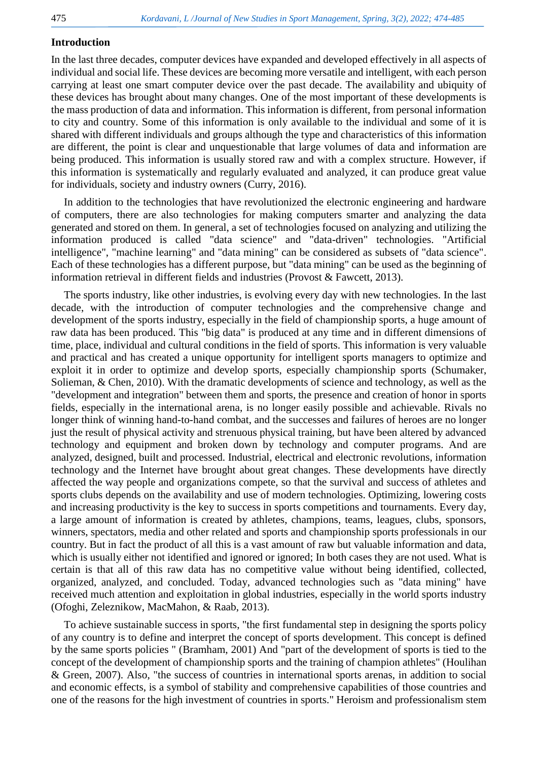## Introduction

In the last three decades, computer devices have expanded and developed effectively in all aspects of individual and social life. These devices are becoming more versatile and intelligent, with each person carrying at least one smart computer device over the past decade. The availability and ubiquity of these devices has brought about many changes. One of the most important of these developments is the mass production of data and information. This information is different, from personal information to city and country. Some of this information is only available to the individual and some of it is shared with different individuals and groups although the type and characteristics of this information are different, the point is clear and unquestionable that large volumes of data and information are being produced. This information is usually stored raw and with a complex structure. However, if this information is systematically and regularly evaluated and analyzed, it can produce great value for individuals, society and industry owners (Curry, 2016).

In addition to the technologies that have revolutionized the electronic engineering and hardware of computers, there are also technologies for making computers smarter and analyzing the data generated and stored on them. In general, a set of technologies focused on analyzing and utilizing the information produced is called "data science" and "data-driven" technologies. "Artificial intelligence", "machine learning" and "data mining" can be considered as subsets of "data science". Each of these technologies has a different purpose, but "data mining" can be used as the beginning of information retrieval in different fields and industries (Provost & Fawcett, 2013).

The sports industry, like other industries, is evolving every day with new technologies. In the last decade, with the introduction of computer technologies and the comprehensive change and development of the sports industry, especially in the field of championship sports, a huge amount of raw data has been produced. This "big data" is produced at any time and in different dimensions of time, place, individual and cultural conditions in the field of sports. This information is very valuable and practical and has created a unique opportunity for intelligent sports managers to optimize and exploit it in order to optimize and develop sports, especially championship sports (Schumaker, Solieman, & Chen, 2010). With the dramatic developments of science and technology, as well as the "development and integration" between them and sports, the presence and creation of honor in sports fields, especially in the international arena, is no longer easily possible and achievable. Rivals no longer think of winning hand-to-hand combat, and the successes and failures of heroes are no longer just the result of physical activity and strenuous physical training, but have been altered by advanced technology and equipment and broken down by technology and computer programs. And are analyzed, designed, built and processed. Industrial, electrical and electronic revolutions, information technology and the Internet have brought about great changes. These developments have directly affected the way people and organizations compete, so that the survival and success of athletes and sports clubs depends on the availability and use of modern technologies. Optimizing, lowering costs and increasing productivity is the key to success in sports competitions and tournaments. Every day, a large amount of information is created by athletes, champions, teams, leagues, clubs, sponsors, winners, spectators, media and other related and sports and championship sports professionals in our country. But in fact the product of all this is a vast amount of raw but valuable information and data, which is usually either not identified and ignored or ignored; In both cases they are not used. What is certain is that all of this raw data has no competitive value without being identified, collected, organized, analyzed, and concluded. Today, advanced technologies such as "data mining" have received much attention and exploitation in global industries, especially in the world sports industry (Ofoghi, Zeleznikow, MacMahon, & Raab, 2013).

To achieve sustainable success in sports, "the first fundamental step in designing the sports policy of any country is to define and interpret the concept of sports development. This concept is defined by the same sports policies " (Bramham, 2001) And "part of the development of sports is tied to the concept of the development of championship sports and the training of champion athletes" (Houlihan & Green, 2007). Also, "the success of countries in international sports arenas, in addition to social and economic effects, is a symbol of stability and comprehensive capabilities of those countries and one of the reasons for the high investment of countries in sports." Heroism and professionalism stem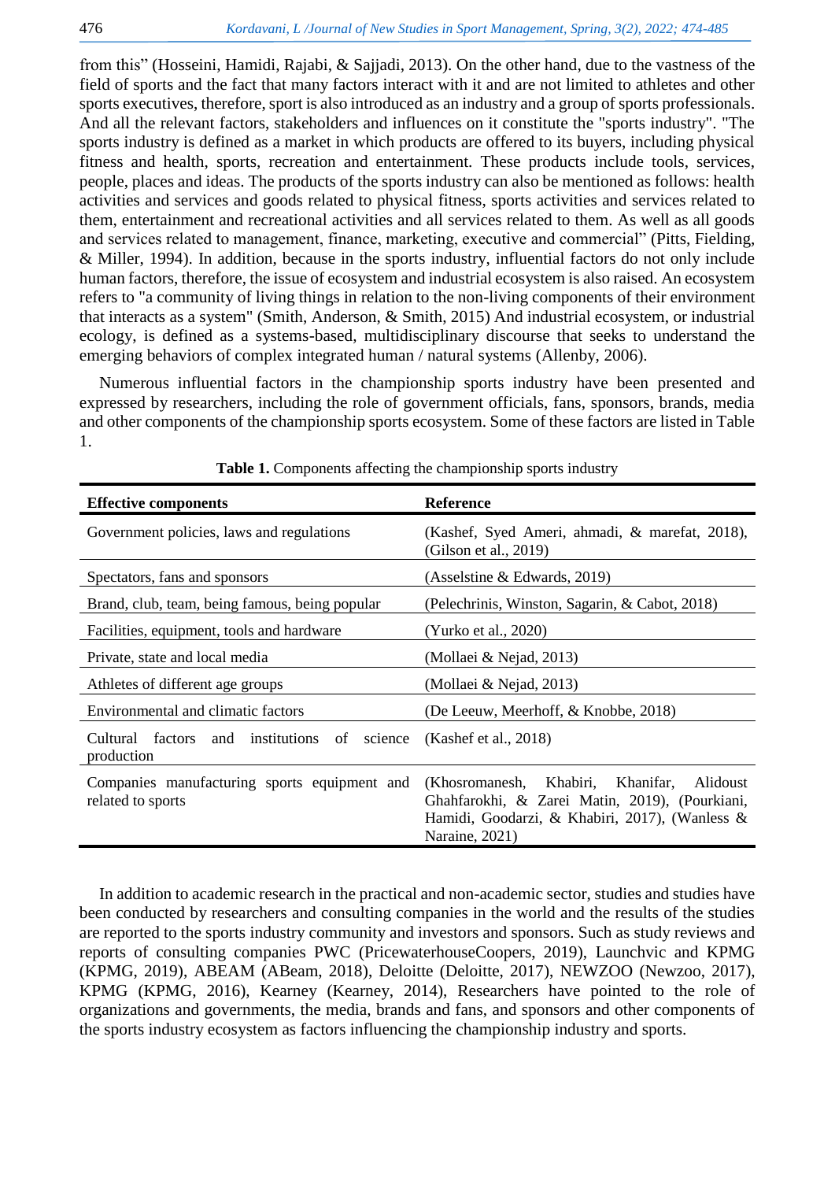from this" (Hosseini, Hamidi, Rajabi, & Sajjadi, 2013). On the other hand, due to the vastness of the field of sports and the fact that many factors interact with it and are not limited to athletes and other sports executives, therefore, sport is also introduced as an industry and a group of sports professionals. And all the relevant factors, stakeholders and influences on it constitute the "sports industry". "The sports industry is defined as a market in which products are offered to its buyers, including physical fitness and health, sports, recreation and entertainment. These products include tools, services, people, places and ideas. The products of the sports industry can also be mentioned as follows: health activities and services and goods related to physical fitness, sports activities and services related to them, entertainment and recreational activities and all services related to them. As well as all goods and services related to management, finance, marketing, executive and commercial" (Pitts, Fielding, & Miller, 1994). In addition, because in the sports industry, influential factors do not only include human factors, therefore, the issue of ecosystem and industrial ecosystem is also raised. An ecosystem refers to "a community of living things in relation to the non-living components of their environment that interacts as a system" (Smith, Anderson, & Smith, 2015) And industrial ecosystem, or industrial ecology, is defined as a systems-based, multidisciplinary discourse that seeks to understand the emerging behaviors of complex integrated human / natural systems (Allenby, 2006).

Numerous influential factors in the championship sports industry have been presented and expressed by researchers, including the role of government officials, fans, sponsors, brands, media and other components of the championship sports ecosystem. Some of these factors are listed in Table 1.

**Table 1.** Components affecting the championship sports industry

| Effective components | Reference |
| --- | --- |
| Government policies, laws and regulations | (Kashef, Syed Ameri, ahmadi, & marefat, 2018), (Gilson et al., 2019) |
| Spectators, fans and sponsors | (Asselstine & Edwards, 2019) |
| Brand, club, team, being famous, being popular | (Pelechrinis, Winston, Sagarin, & Cabot, 2018) |
| Facilities, equipment, tools and hardware | (Yurko et al., 2020) |
| Private, state and local media | (Mollaei & Nejad, 2013) |
| Athletes of different age groups | (Mollaei & Nejad, 2013) |
| Environmental and climatic factors | (De Leeuw, Meerhoff, & Knobbe, 2018) |
| Cultural factors and institutions of science production | (Kashef et al., 2018) |
| Companies manufacturing sports equipment and related to sports | (Khosromanesh, Khabiri, Khanifar, Alidoust Ghahfarokhi, & Zarei Matin, 2019), (Pourkiani, Hamidi, Goodarzi, & Khabiri, 2017), (Wanless & Naraine, 2021) |

In addition to academic research in the practical and non-academic sector, studies and studies have been conducted by researchers and consulting companies in the world and the results of the studies are reported to the sports industry community and investors and sponsors. Such as study reviews and reports of consulting companies PWC (PricewaterhouseCoopers, 2019), Launchvic and KPMG (KPMG, 2019), ABEAM (ABeam, 2018), Deloitte (Deloitte, 2017), NEWZOO (Newzoo, 2017), KPMG (KPMG, 2016), Kearney (Kearney, 2014), Researchers have pointed to the role of organizations and governments, the media, brands and fans, and sponsors and other components of the sports industry ecosystem as factors influencing the championship industry and sports.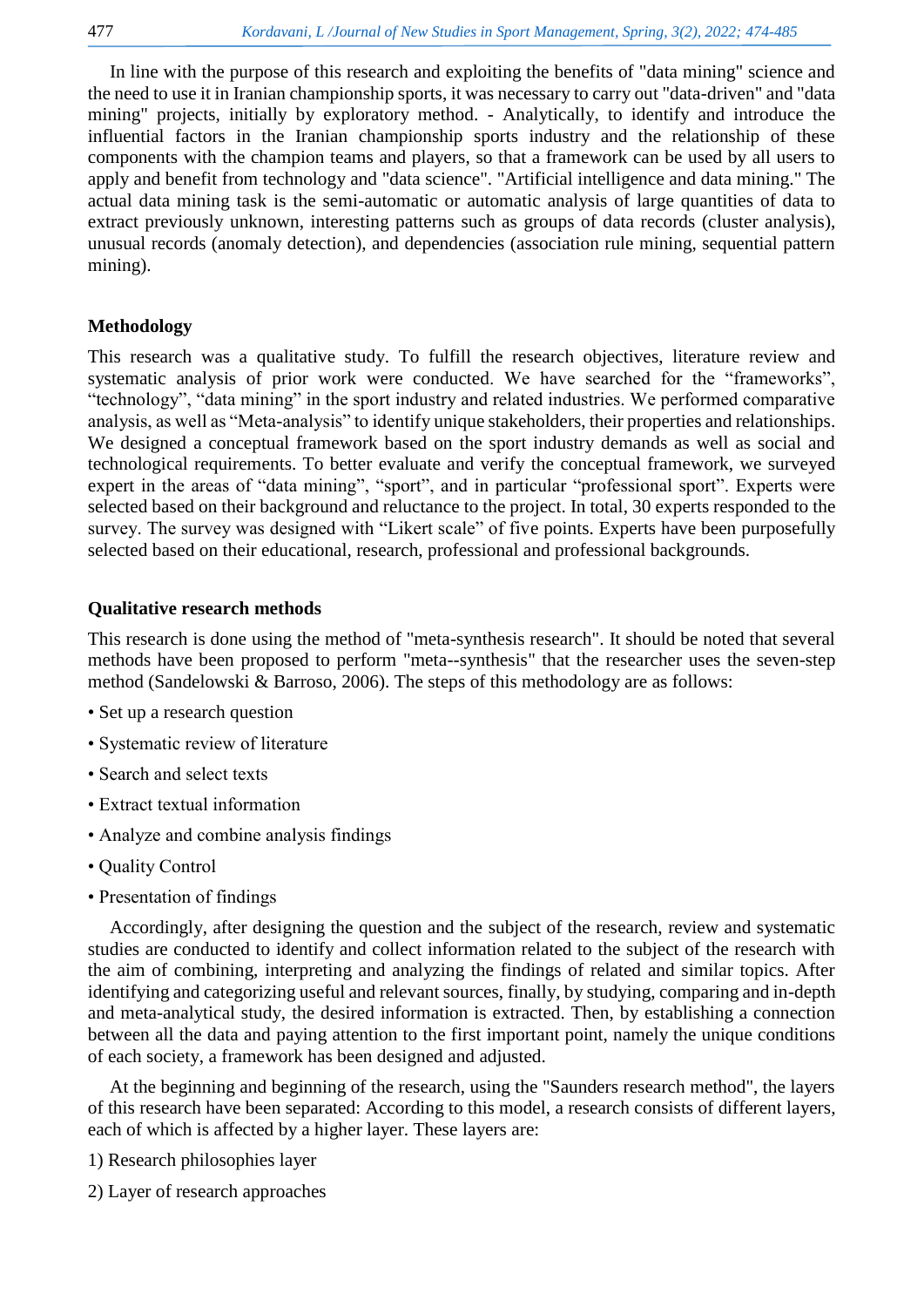In line with the purpose of this research and exploiting the benefits of "data mining" science and the need to use it in Iranian championship sports, it was necessary to carry out "data-driven" and "data mining" projects, initially by exploratory method. - Analytically, to identify and introduce the influential factors in the Iranian championship sports industry and the relationship of these components with the champion teams and players, so that a framework can be used by all users to apply and benefit from technology and "data science". "Artificial intelligence and data mining." The actual data mining task is the semi-automatic or automatic analysis of large quantities of data to extract previously unknown, interesting patterns such as groups of data records (cluster analysis), unusual records (anomaly detection), and dependencies (association rule mining, sequential pattern mining).

## Methodology

This research was a qualitative study. To fulfill the research objectives, literature review and systematic analysis of prior work were conducted. We have searched for the “frameworks”, “technology”, “data mining” in the sport industry and related industries. We performed comparative analysis, as well as “Meta-analysis” to identify unique stakeholders, their properties and relationships. We designed a conceptual framework based on the sport industry demands as well as social and technological requirements. To better evaluate and verify the conceptual framework, we surveyed expert in the areas of “data mining”, “sport”, and in particular “professional sport”. Experts were selected based on their background and reluctance to the project. In total, 30 experts responded to the survey. The survey was designed with “Likert scale” of five points. Experts have been purposefully selected based on their educational, research, professional and professional backgrounds.

## Qualitative research methods

This research is done using the method of "meta-synthesis research". It should be noted that several methods have been proposed to perform "meta--synthesis" that the researcher uses the seven-step method (Sandelowski & Barroso, 2006). The steps of this methodology are as follows:

- Set up a research question
- Systematic review of literature
- Search and select texts
- Extract textual information
- Analyze and combine analysis findings
- Quality Control
- Presentation of findings

Accordingly, after designing the question and the subject of the research, review and systematic studies are conducted to identify and collect information related to the subject of the research with the aim of combining, interpreting and analyzing the findings of related and similar topics. After identifying and categorizing useful and relevant sources, finally, by studying, comparing and in-depth and meta-analytical study, the desired information is extracted. Then, by establishing a connection between all the data and paying attention to the first important point, namely the unique conditions of each society, a framework has been designed and adjusted.

At the beginning and beginning of the research, using the "Saunders research method", the layers of this research have been separated: According to this model, a research consists of different layers, each of which is affected by a higher layer. These layers are:

1) Research philosophies layer

2) Layer of research approaches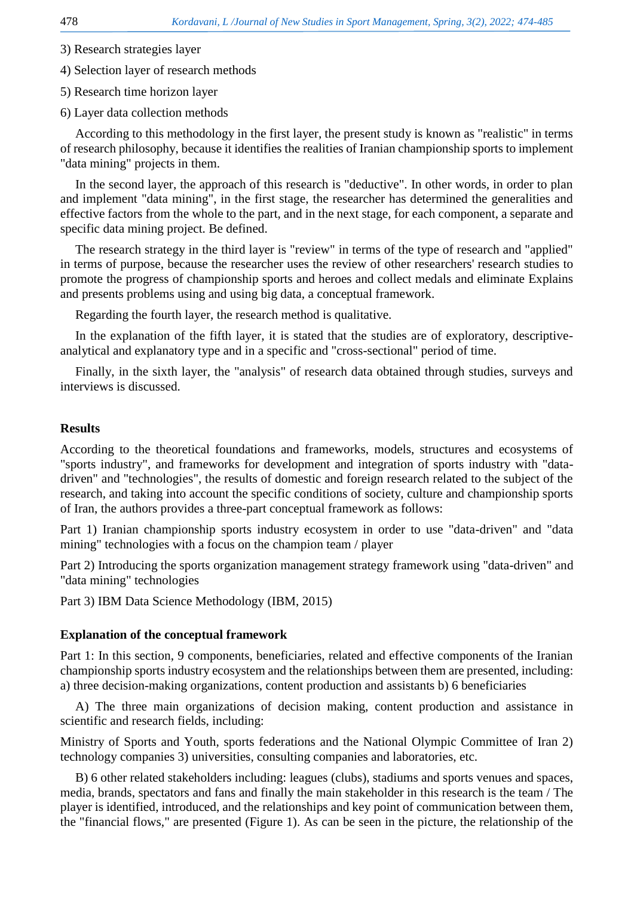3) Research strategies layer

4) Selection layer of research methods

5) Research time horizon layer

6) Layer data collection methods

According to this methodology in the first layer, the present study is known as "realistic" in terms of research philosophy, because it identifies the realities of Iranian championship sports to implement "data mining" projects in them.

In the second layer, the approach of this research is "deductive". In other words, in order to plan and implement "data mining", in the first stage, the researcher has determined the generalities and effective factors from the whole to the part, and in the next stage, for each component, a separate and specific data mining project. Be defined.

The research strategy in the third layer is "review" in terms of the type of research and "applied" in terms of purpose, because the researcher uses the review of other researchers' research studies to promote the progress of championship sports and heroes and collect medals and eliminate Explains and presents problems using and using big data, a conceptual framework.

Regarding the fourth layer, the research method is qualitative.

In the explanation of the fifth layer, it is stated that the studies are of exploratory, descriptive-analytical and explanatory type and in a specific and "cross-sectional" period of time.

Finally, in the sixth layer, the "analysis" of research data obtained through studies, surveys and interviews is discussed.

## Results

According to the theoretical foundations and frameworks, models, structures and ecosystems of "sports industry", and frameworks for development and integration of sports industry with "data-driven" and "technologies", the results of domestic and foreign research related to the subject of the research, and taking into account the specific conditions of society, culture and championship sports of Iran, the authors provides a three-part conceptual framework as follows:

Part 1) Iranian championship sports industry ecosystem in order to use "data-driven" and "data mining" technologies with a focus on the champion team / player

Part 2) Introducing the sports organization management strategy framework using "data-driven" and "data mining" technologies

Part 3) IBM Data Science Methodology (IBM, 2015)

### Explanation of the conceptual framework

Part 1: In this section, 9 components, beneficiaries, related and effective components of the Iranian championship sports industry ecosystem and the relationships between them are presented, including: a) three decision-making organizations, content production and assistants b) 6 beneficiaries

A) The three main organizations of decision making, content production and assistance in scientific and research fields, including:

Ministry of Sports and Youth, sports federations and the National Olympic Committee of Iran 2) technology companies 3) universities, consulting companies and laboratories, etc.

B) 6 other related stakeholders including: leagues (clubs), stadiums and sports venues and spaces, media, brands, spectators and fans and finally the main stakeholder in this research is the team / The player is identified, introduced, and the relationships and key point of communication between them, the "financial flows," are presented (Figure 1). As can be seen in the picture, the relationship of the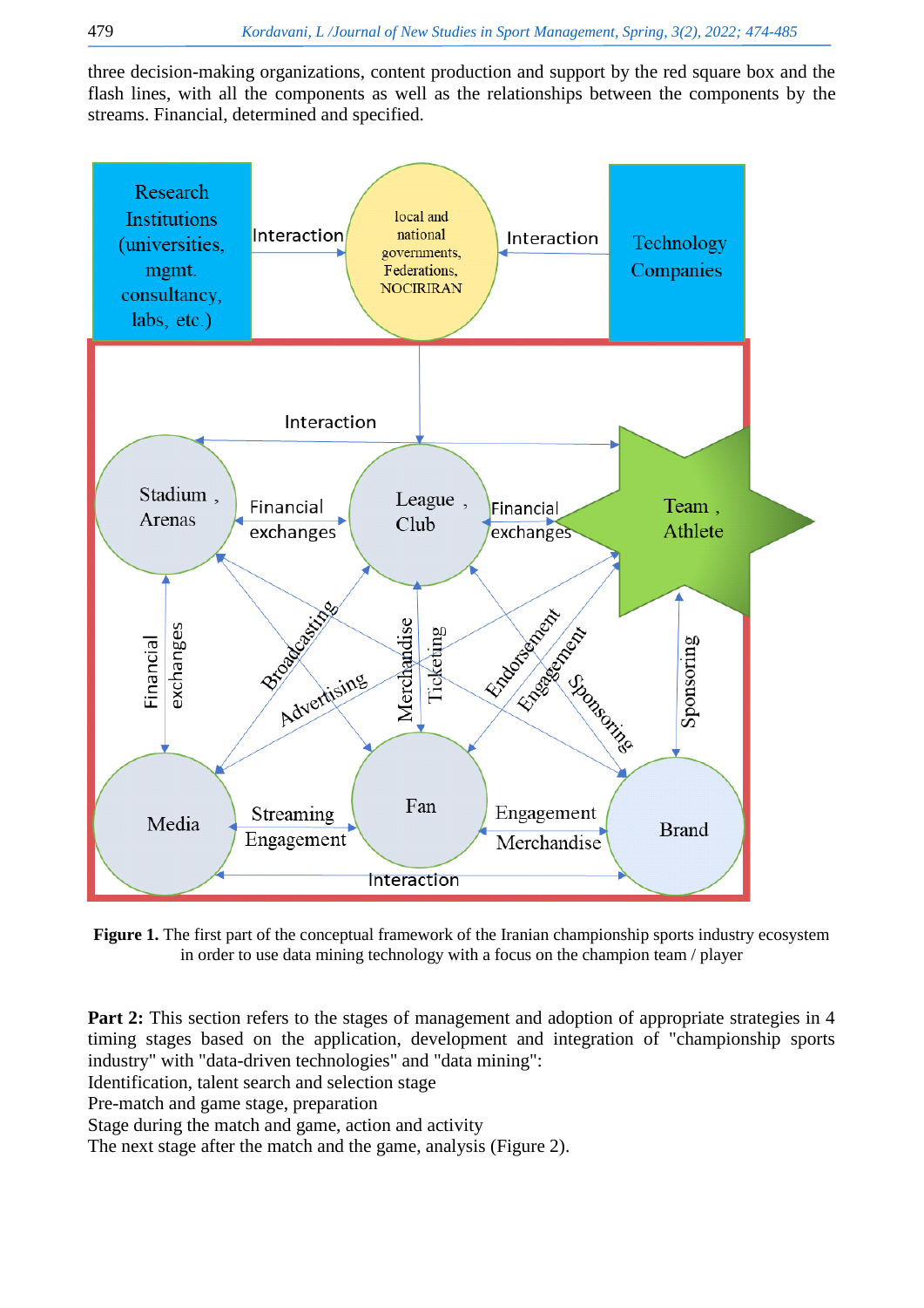three decision-making organizations, content production and support by the red square box and the flash lines, with all the components as well as the relationships between the components by the streams. Financial, determined and specified.

**Figure 1.** The first part of the conceptual framework of the Iranian championship sports industry ecosystem in order to use data mining technology with a focus on the champion team / player

**Part 2:** This section refers to the stages of management and adoption of appropriate strategies in 4 timing stages based on the application, development and integration of "championship sports industry" with "data-driven technologies" and "data mining":

Identification, talent search and selection stage

Pre-match and game stage, preparation

Stage during the match and game, action and activity

The next stage after the match and the game, analysis (Figure 2).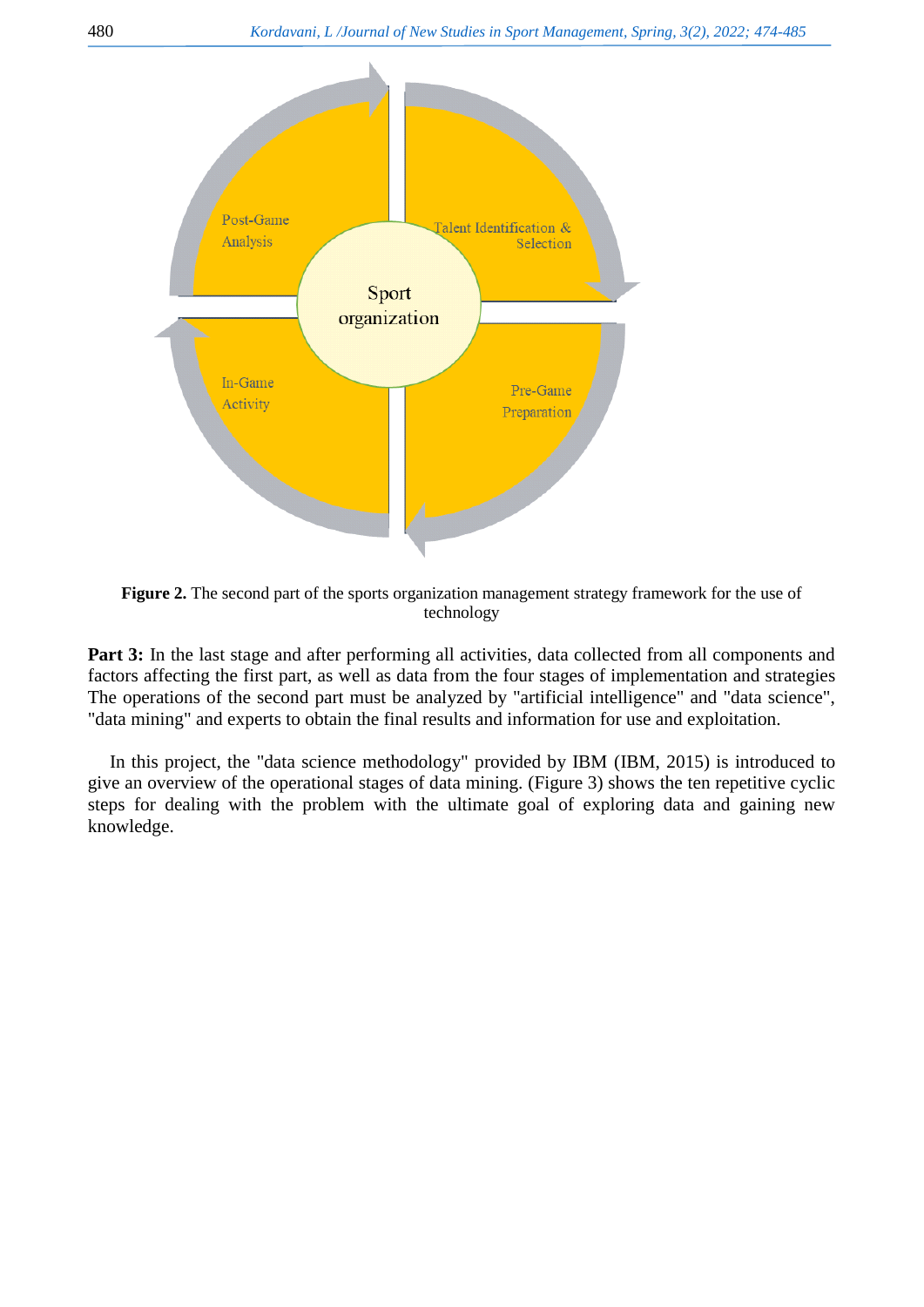**Figure 2.** The second part of the sports organization management strategy framework for the use of technology

**Part 3:** In the last stage and after performing all activities, data collected from all components and factors affecting the first part, as well as data from the four stages of implementation and strategies The operations of the second part must be analyzed by "artificial intelligence" and "data science", "data mining" and experts to obtain the final results and information for use and exploitation.

In this project, the "data science methodology" provided by IBM (IBM, 2015) is introduced to give an overview of the operational stages of data mining. (Figure 3) shows the ten repetitive cyclic steps for dealing with the problem with the ultimate goal of exploring data and gaining new knowledge.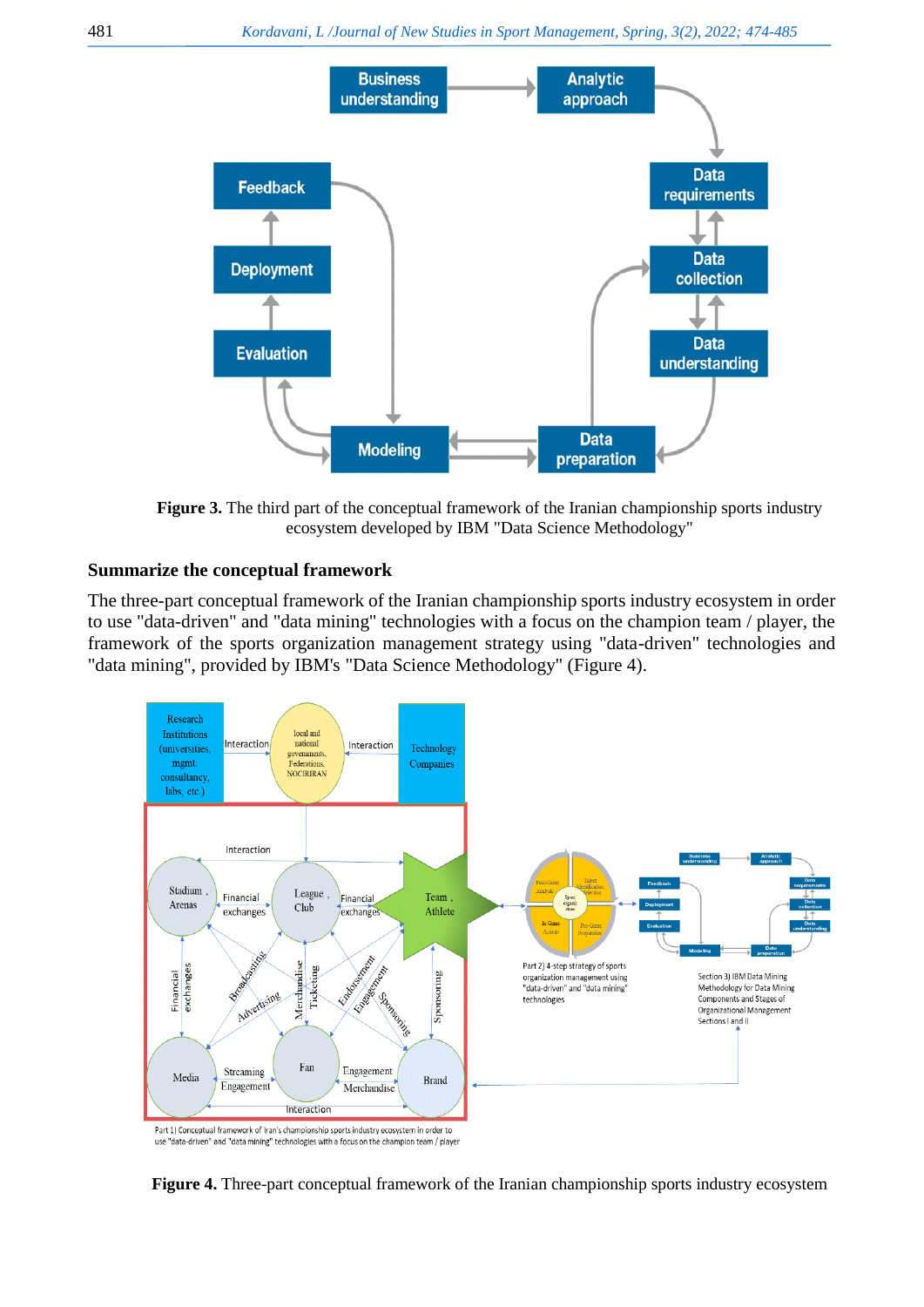**Figure 3.** The third part of the conceptual framework of the Iranian championship sports industry ecosystem developed by IBM "Data Science Methodology"

### Summarize the conceptual framework

The three-part conceptual framework of the Iranian championship sports industry ecosystem in order to use "data-driven" and "data mining" technologies with a focus on the champion team / player, the framework of the sports organization management strategy using "data-driven" technologies and "data mining", provided by IBM's "Data Science Methodology" (Figure 4).

**Figure 4.** Three-part conceptual framework of the Iranian championship sports industry ecosystem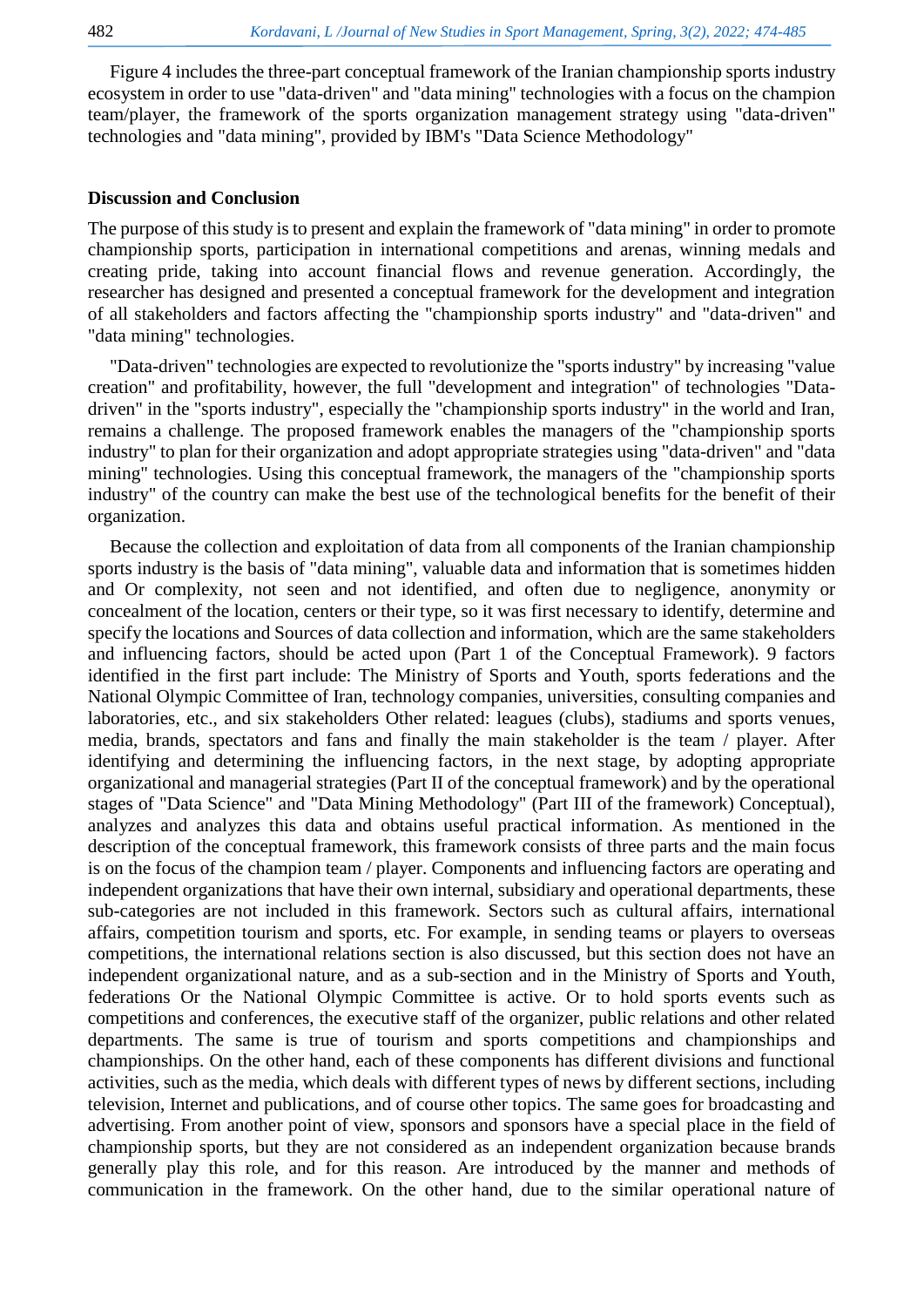Figure 4 includes the three-part conceptual framework of the Iranian championship sports industry ecosystem in order to use "data-driven" and "data mining" technologies with a focus on the champion team/player, the framework of the sports organization management strategy using "data-driven" technologies and "data mining", provided by IBM's "Data Science Methodology"

## Discussion and Conclusion

The purpose of this study is to present and explain the framework of "data mining" in order to promote championship sports, participation in international competitions and arenas, winning medals and creating pride, taking into account financial flows and revenue generation. Accordingly, the researcher has designed and presented a conceptual framework for the development and integration of all stakeholders and factors affecting the "championship sports industry" and "data-driven" and "data mining" technologies.

"Data-driven" technologies are expected to revolutionize the "sports industry" by increasing "value creation" and profitability, however, the full "development and integration" of technologies "Data-driven" in the "sports industry", especially the "championship sports industry" in the world and Iran, remains a challenge. The proposed framework enables the managers of the "championship sports industry" to plan for their organization and adopt appropriate strategies using "data-driven" and "data mining" technologies. Using this conceptual framework, the managers of the "championship sports industry" of the country can make the best use of the technological benefits for the benefit of their organization.

Because the collection and exploitation of data from all components of the Iranian championship sports industry is the basis of "data mining", valuable data and information that is sometimes hidden and Or complexity, not seen and not identified, and often due to negligence, anonymity or concealment of the location, centers or their type, so it was first necessary to identify, determine and specify the locations and Sources of data collection and information, which are the same stakeholders and influencing factors, should be acted upon (Part 1 of the Conceptual Framework). 9 factors identified in the first part include: The Ministry of Sports and Youth, sports federations and the National Olympic Committee of Iran, technology companies, universities, consulting companies and laboratories, etc., and six stakeholders Other related: leagues (clubs), stadiums and sports venues, media, brands, spectators and fans and finally the main stakeholder is the team / player. After identifying and determining the influencing factors, in the next stage, by adopting appropriate organizational and managerial strategies (Part II of the conceptual framework) and by the operational stages of "Data Science" and "Data Mining Methodology" (Part III of the framework) Conceptual), analyzes and analyzes this data and obtains useful practical information. As mentioned in the description of the conceptual framework, this framework consists of three parts and the main focus is on the focus of the champion team / player. Components and influencing factors are operating and independent organizations that have their own internal, subsidiary and operational departments, these sub-categories are not included in this framework. Sectors such as cultural affairs, international affairs, competition tourism and sports, etc. For example, in sending teams or players to overseas competitions, the international relations section is also discussed, but this section does not have an independent organizational nature, and as a sub-section and in the Ministry of Sports and Youth, federations Or the National Olympic Committee is active. Or to hold sports events such as competitions and conferences, the executive staff of the organizer, public relations and other related departments. The same is true of tourism and sports competitions and championships and championships. On the other hand, each of these components has different divisions and functional activities, such as the media, which deals with different types of news by different sections, including television, Internet and publications, and of course other topics. The same goes for broadcasting and advertising. From another point of view, sponsors and sponsors have a special place in the field of championship sports, but they are not considered as an independent organization because brands generally play this role, and for this reason. Are introduced by the manner and methods of communication in the framework. On the other hand, due to the similar operational nature of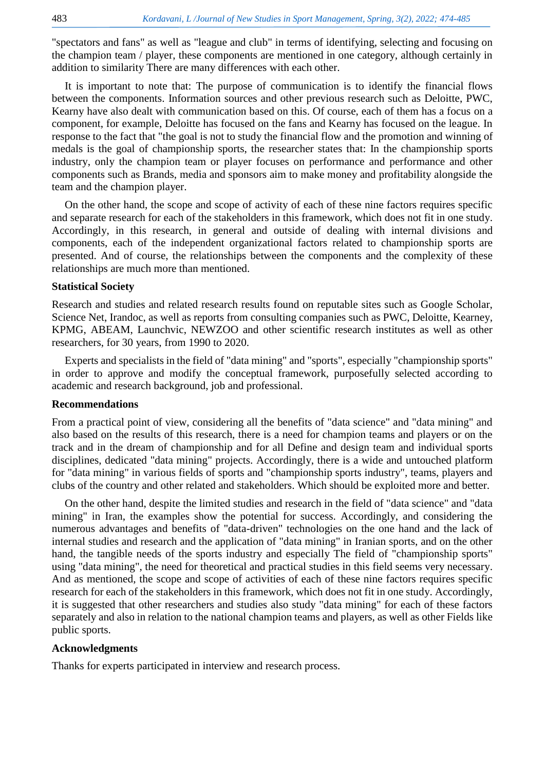"spectators and fans" as well as "league and club" in terms of identifying, selecting and focusing on the champion team / player, these components are mentioned in one category, although certainly in addition to similarity There are many differences with each other.

It is important to note that: The purpose of communication is to identify the financial flows between the components. Information sources and other previous research such as Deloitte, PWC, Kearny have also dealt with communication based on this. Of course, each of them has a focus on a component, for example, Deloitte has focused on the fans and Kearny has focused on the league. In response to the fact that "the goal is not to study the financial flow and the promotion and winning of medals is the goal of championship sports, the researcher states that: In the championship sports industry, only the champion team or player focuses on performance and performance and other components such as Brands, media and sponsors aim to make money and profitability alongside the team and the champion player.

On the other hand, the scope and scope of activity of each of these nine factors requires specific and separate research for each of the stakeholders in this framework, which does not fit in one study. Accordingly, in this research, in general and outside of dealing with internal divisions and components, each of the independent organizational factors related to championship sports are presented. And of course, the relationships between the components and the complexity of these relationships are much more than mentioned.

### Statistical Society

Research and studies and related research results found on reputable sites such as Google Scholar, Science Net, Irandoc, as well as reports from consulting companies such as PWC, Deloitte, Kearney, KPMG, ABEAM, Launchvic, NEWZOO and other scientific research institutes as well as other researchers, for 30 years, from 1990 to 2020.

Experts and specialists in the field of "data mining" and "sports", especially "championship sports" in order to approve and modify the conceptual framework, purposefully selected according to academic and research background, job and professional.

### Recommendations

From a practical point of view, considering all the benefits of "data science" and "data mining" and also based on the results of this research, there is a need for champion teams and players or on the track and in the dream of championship and for all Define and design team and individual sports disciplines, dedicated "data mining" projects. Accordingly, there is a wide and untouched platform for "data mining" in various fields of sports and "championship sports industry", teams, players and clubs of the country and other related and stakeholders. Which should be exploited more and better.

On the other hand, despite the limited studies and research in the field of "data science" and "data mining" in Iran, the examples show the potential for success. Accordingly, and considering the numerous advantages and benefits of "data-driven" technologies on the one hand and the lack of internal studies and research and the application of "data mining" in Iranian sports, and on the other hand, the tangible needs of the sports industry and especially The field of "championship sports" using "data mining", the need for theoretical and practical studies in this field seems very necessary. And as mentioned, the scope and scope of activities of each of these nine factors requires specific research for each of the stakeholders in this framework, which does not fit in one study. Accordingly, it is suggested that other researchers and studies also study "data mining" for each of these factors separately and also in relation to the national champion teams and players, as well as other Fields like public sports.

### Acknowledgments

Thanks for experts participated in interview and research process.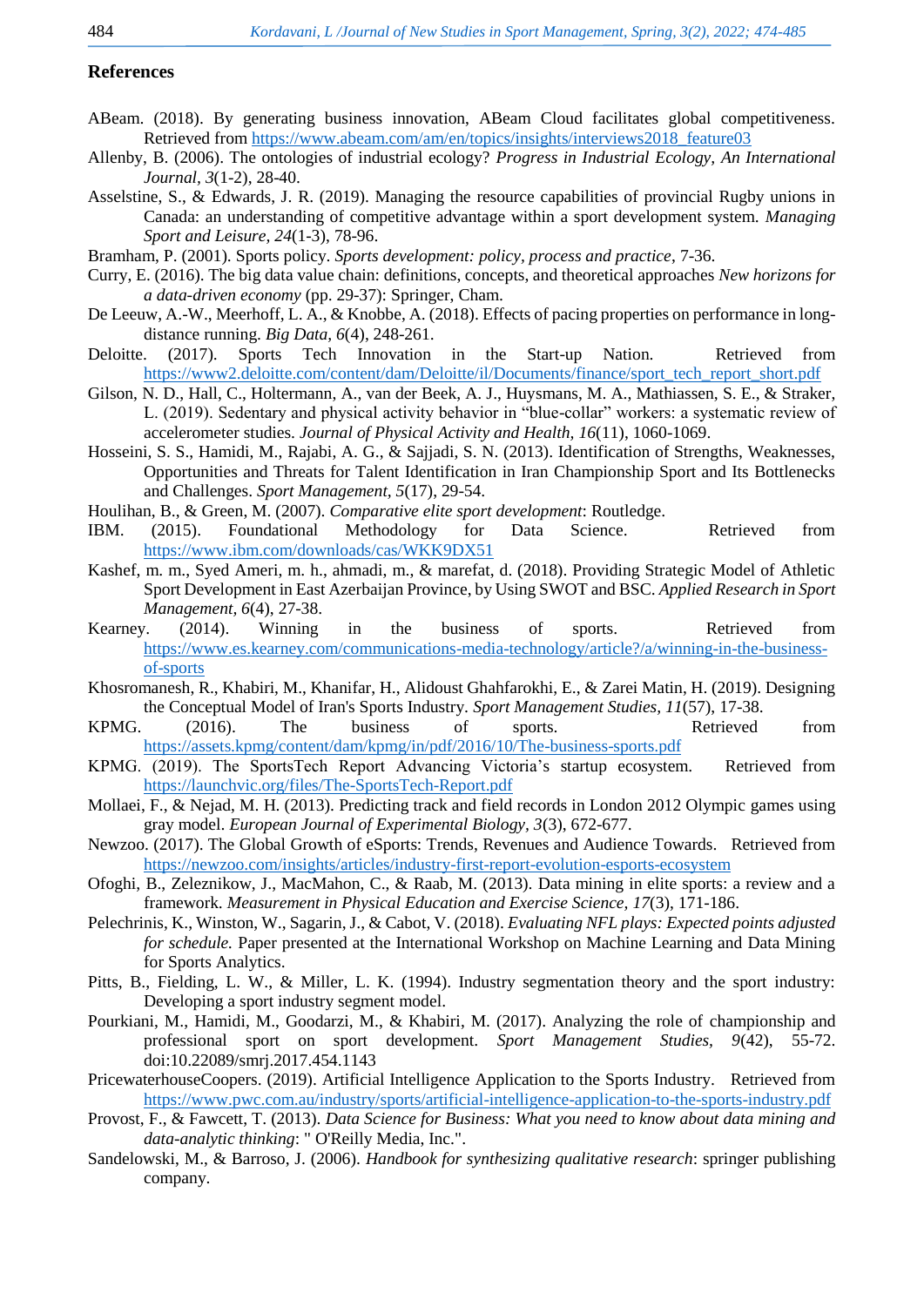## References

ABeam. (2018). By generating business innovation, ABeam Cloud facilitates global competitiveness. Retrieved from https://www.abeam.com/am/en/topics/insights/interviews2018_feature03

Allenby, B. (2006). The ontologies of industrial ecology? *Progress in Industrial Ecology, An International Journal, 3*(1-2), 28-40.

Asselstine, S., & Edwards, J. R. (2019). Managing the resource capabilities of provincial Rugby unions in Canada: an understanding of competitive advantage within a sport development system. *Managing Sport and Leisure, 24*(1-3), 78-96.

Bramham, P. (2001). Sports policy. *Sports development: policy, process and practice*, 7-36.

Curry, E. (2016). The big data value chain: definitions, concepts, and theoretical approaches *New horizons for a data-driven economy* (pp. 29-37): Springer, Cham.

De Leeuw, A.-W., Meerhoff, L. A., & Knobbe, A. (2018). Effects of pacing properties on performance in long-distance running. *Big Data, 6*(4), 248-261.

Deloitte. (2017). Sports Tech Innovation in the Start-up Nation. Retrieved from https://www2.deloitte.com/content/dam/Deloitte/il/Documents/finance/sport_tech_report_short.pdf

Gilson, N. D., Hall, C., Holtermann, A., van der Beek, A. J., Huysmans, M. A., Mathiassen, S. E., & Straker, L. (2019). Sedentary and physical activity behavior in "blue-collar" workers: a systematic review of accelerometer studies. *Journal of Physical Activity and Health, 16*(11), 1060-1069.

Hosseini, S. S., Hamidi, M., Rajabi, A. G., & Sajjadi, S. N. (2013). Identification of Strengths, Weaknesses, Opportunities and Threats for Talent Identification in Iran Championship Sport and Its Bottlenecks and Challenges. *Sport Management, 5*(17), 29-54.

Houlihan, B., & Green, M. (2007). *Comparative elite sport development*: Routledge.

IBM. (2015). Foundational Methodology for Data Science. Retrieved from https://www.ibm.com/downloads/cas/WKK9DX51

Kashef, m. m., Syed Ameri, m. h., ahmadi, m., & marefat, d. (2018). Providing Strategic Model of Athletic Sport Development in East Azerbaijan Province, by Using SWOT and BSC. *Applied Research in Sport Management, 6*(4), 27-38.

Kearney. (2014). Winning in the business of sports. Retrieved from https://www.es.kearney.com/communications-media-technology/article?/a/winning-in-the-business-of-sports

Khosromanesh, R., Khabiri, M., Khanifar, H., Alidoust Ghahfarokhi, E., & Zarei Matin, H. (2019). Designing the Conceptual Model of Iran's Sports Industry. *Sport Management Studies, 11*(57), 17-38.

KPMG. (2016). The business of sports. Retrieved from https://assets.kpmg/content/dam/kpmg/in/pdf/2016/10/The-business-sports.pdf

KPMG. (2019). The SportsTech Report Advancing Victoria's startup ecosystem. Retrieved from https://launchvic.org/files/The-SportsTech-Report.pdf

Mollaei, F., & Nejad, M. H. (2013). Predicting track and field records in London 2012 Olympic games using gray model. *European Journal of Experimental Biology, 3*(3), 672-677.

Newzoo. (2017). The Global Growth of eSports: Trends, Revenues and Audience Towards. Retrieved from https://newzoo.com/insights/articles/industry-first-report-evolution-esports-ecosystem

Ofoghi, B., Zeleznikow, J., MacMahon, C., & Raab, M. (2013). Data mining in elite sports: a review and a framework. *Measurement in Physical Education and Exercise Science, 17*(3), 171-186.

Pelechrinis, K., Winston, W., Sagarin, J., & Cabot, V. (2018). *Evaluating NFL plays: Expected points adjusted for schedule.* Paper presented at the International Workshop on Machine Learning and Data Mining for Sports Analytics.

Pitts, B., Fielding, L. W., & Miller, L. K. (1994). Industry segmentation theory and the sport industry: Developing a sport industry segment model.

Pourkiani, M., Hamidi, M., Goodarzi, M., & Khabiri, M. (2017). Analyzing the role of championship and professional sport on sport development. *Sport Management Studies, 9*(42), 55-72. doi:10.22089/smrj.2017.454.1143

PricewaterhouseCoopers. (2019). Artificial Intelligence Application to the Sports Industry. Retrieved from https://www.pwc.com.au/industry/sports/artificial-intelligence-application-to-the-sports-industry.pdf

Provost, F., & Fawcett, T. (2013). *Data Science for Business: What you need to know about data mining and data-analytic thinking*: " O'Reilly Media, Inc.".

Sandelowski, M., & Barroso, J. (2006). *Handbook for synthesizing qualitative research*: springer publishing company.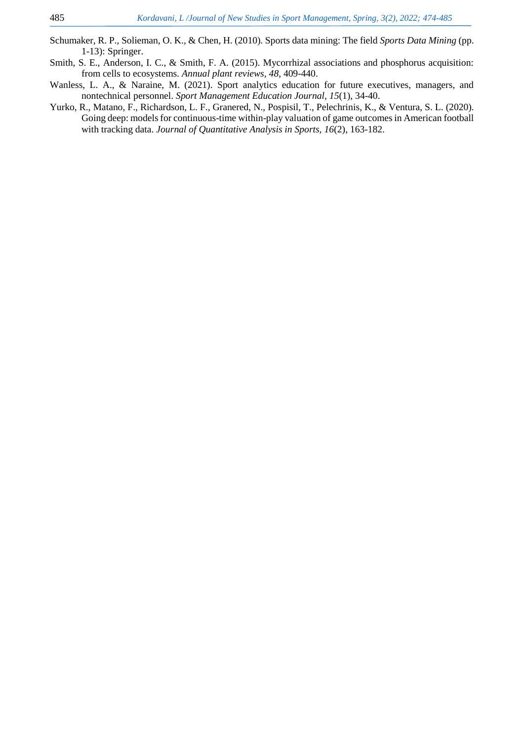Schumaker, R. P., Solieman, O. K., & Chen, H. (2010). Sports data mining: The field *Sports Data Mining* (pp. 1-13): Springer.

Smith, S. E., Anderson, I. C., & Smith, F. A. (2015). Mycorrhizal associations and phosphorus acquisition: from cells to ecosystems. *Annual plant reviews, 48*, 409-440.

Wanless, L. A., & Naraine, M. (2021). Sport analytics education for future executives, managers, and nontechnical personnel. *Sport Management Education Journal, 15*(1), 34-40.

Yurko, R., Matano, F., Richardson, L. F., Granered, N., Pospisil, T., Pelechrinis, K., & Ventura, S. L. (2020). Going deep: models for continuous-time within-play valuation of game outcomes in American football with tracking data. *Journal of Quantitative Analysis in Sports, 16*(2), 163-182.